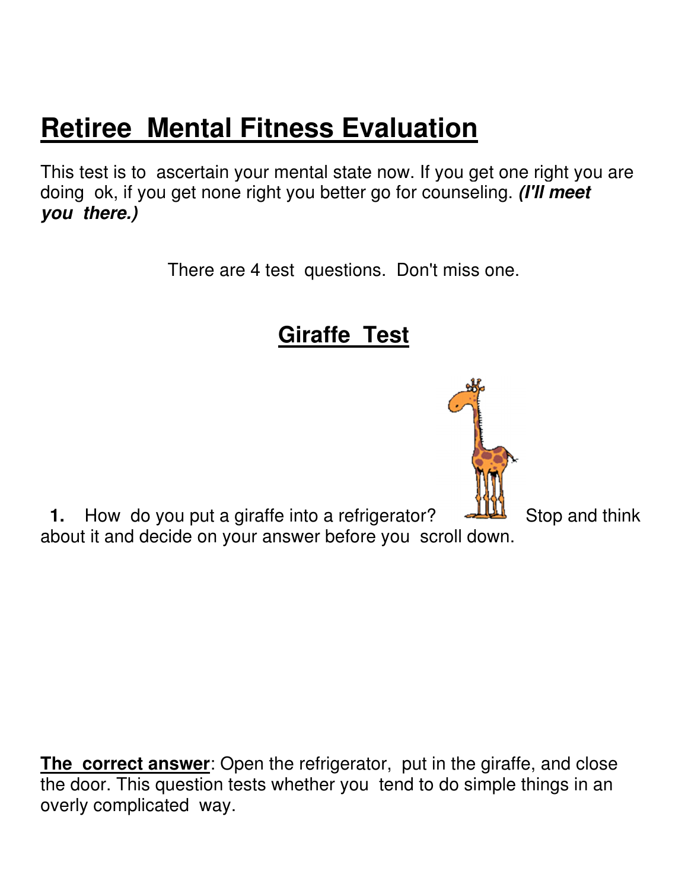# Retiree Mental Fitness Evaluation

This test is to ascertain your mental state now. If you get one right you are doing ok, if you get none right you better go for counseling. ***(I'll meet you there.)***

There are 4 test questions. Don't miss one.

## Giraffe Test

**1.** How do you put a giraffe into a refrigerator? Stop and think about it and decide on your answer before you scroll down.

**The correct answer**: Open the refrigerator, put in the giraffe, and close the door. This question tests whether you tend to do simple things in an overly complicated way.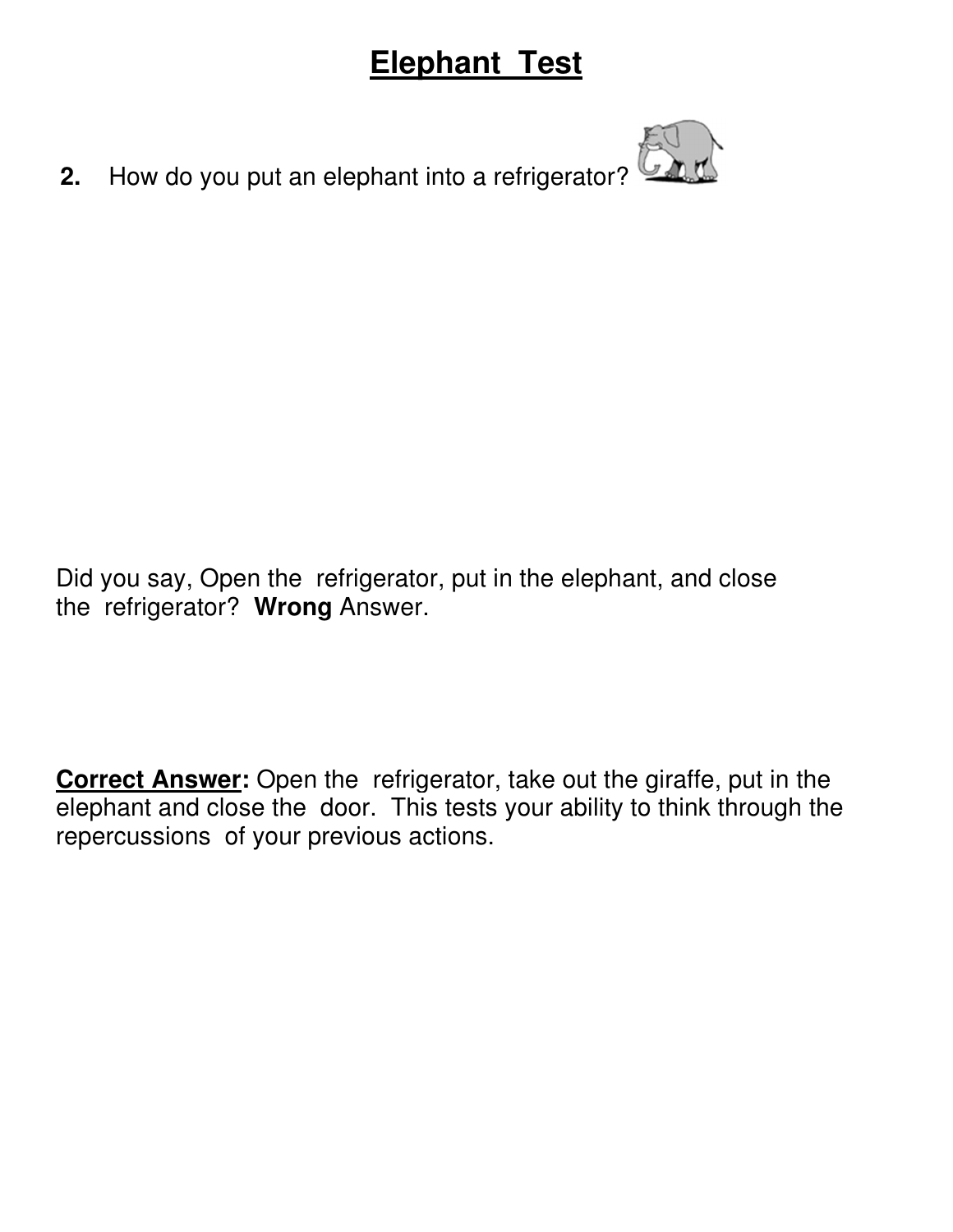# **Elephant Test**

**2.** How do you put an elephant into a refrigerator?

Did you say, Open the refrigerator, put in the elephant, and close the refrigerator? **Wrong** Answer.

**Correct Answer:** Open the refrigerator, take out the giraffe, put in the elephant and close the door. This tests your ability to think through the repercussions of your previous actions.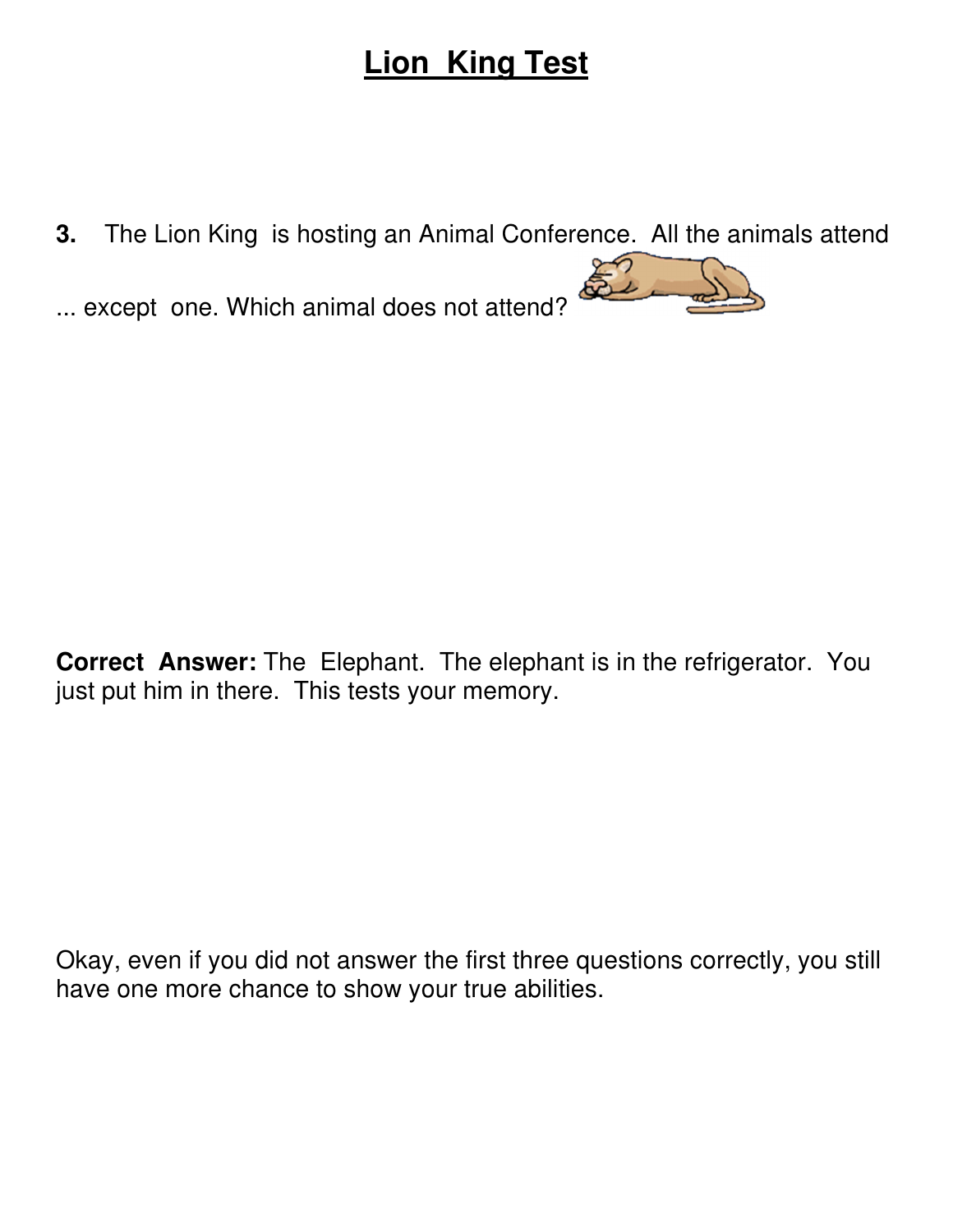# Lion King Test

**3.** The Lion King is hosting an Animal Conference. All the animals attend ... except one. Which animal does not attend?

**Correct Answer:** The Elephant. The elephant is in the refrigerator. You just put him in there. This tests your memory.

Okay, even if you did not answer the first three questions correctly, you still have one more chance to show your true abilities.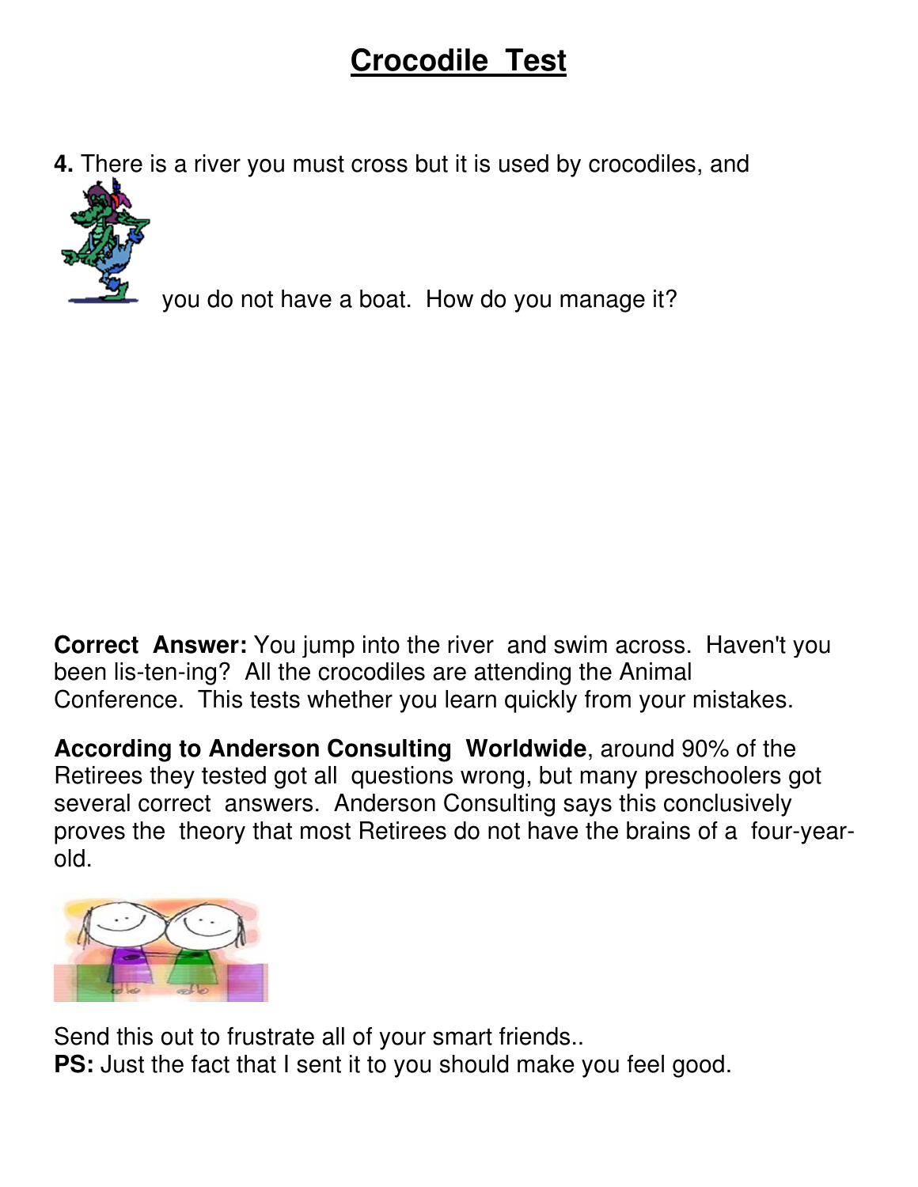# Crocodile Test

**4.** There is a river you must cross but it is used by crocodiles, and you do not have a boat. How do you manage it?

**Correct Answer:** You jump into the river and swim across. Haven't you been lis-ten-ing? All the crocodiles are attending the Animal Conference. This tests whether you learn quickly from your mistakes.

**According to Anderson Consulting Worldwide**, around 90% of the Retirees they tested got all questions wrong, but many preschoolers got several correct answers. Anderson Consulting says this conclusively proves the theory that most Retirees do not have the brains of a four-year-old.

Send this out to frustrate all of your smart friends..
**PS:** Just the fact that I sent it to you should make you feel good.